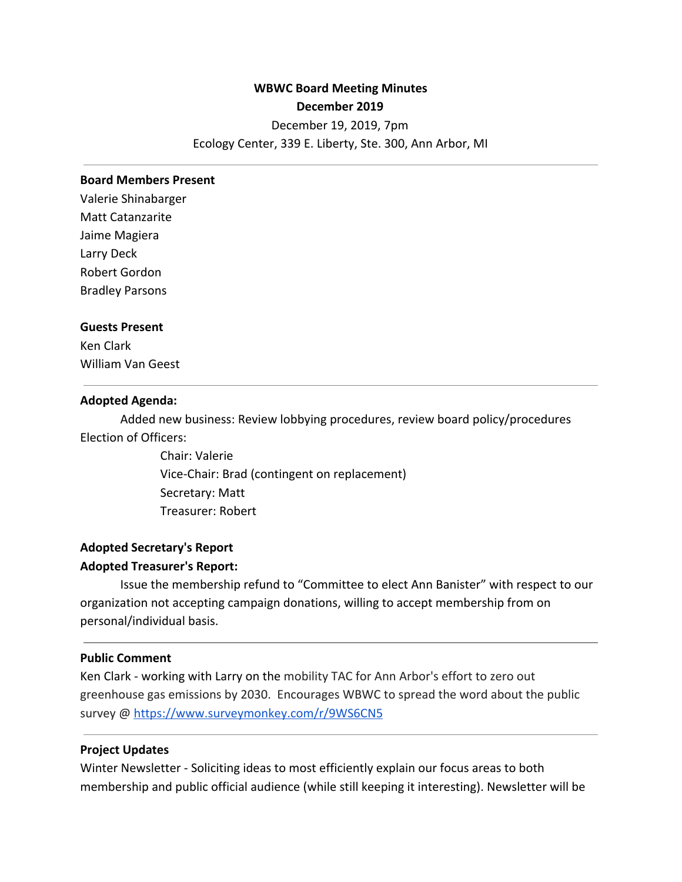**WBWC Board Meeting Minutes**

**December 2019**

December 19, 2019, 7pm

Ecology Center, 339 E. Liberty, Ste. 300, Ann Arbor, MI

---

**Board Members Present**

Valerie Shinabarger
Matt Catanzarite
Jaime Magiera
Larry Deck
Robert Gordon
Bradley Parsons

**Guests Present**

Ken Clark
William Van Geest

---

**Adopted Agenda:**

Added new business: Review lobbying procedures, review board policy/procedures

Election of Officers:

Chair: Valerie
Vice-Chair: Brad (contingent on replacement)
Secretary: Matt
Treasurer: Robert

**Adopted Secretary's Report**

**Adopted Treasurer's Report:**

Issue the membership refund to "Committee to elect Ann Banister" with respect to our organization not accepting campaign donations, willing to accept membership from on personal/individual basis.

---

**Public Comment**

Ken Clark - working with Larry on the mobility TAC for Ann Arbor's effort to zero out greenhouse gas emissions by 2030. Encourages WBWC to spread the word about the public survey @ https://www.surveymonkey.com/r/9WS6CN5

---

**Project Updates**

Winter Newsletter - Soliciting ideas to most efficiently explain our focus areas to both membership and public official audience (while still keeping it interesting). Newsletter will be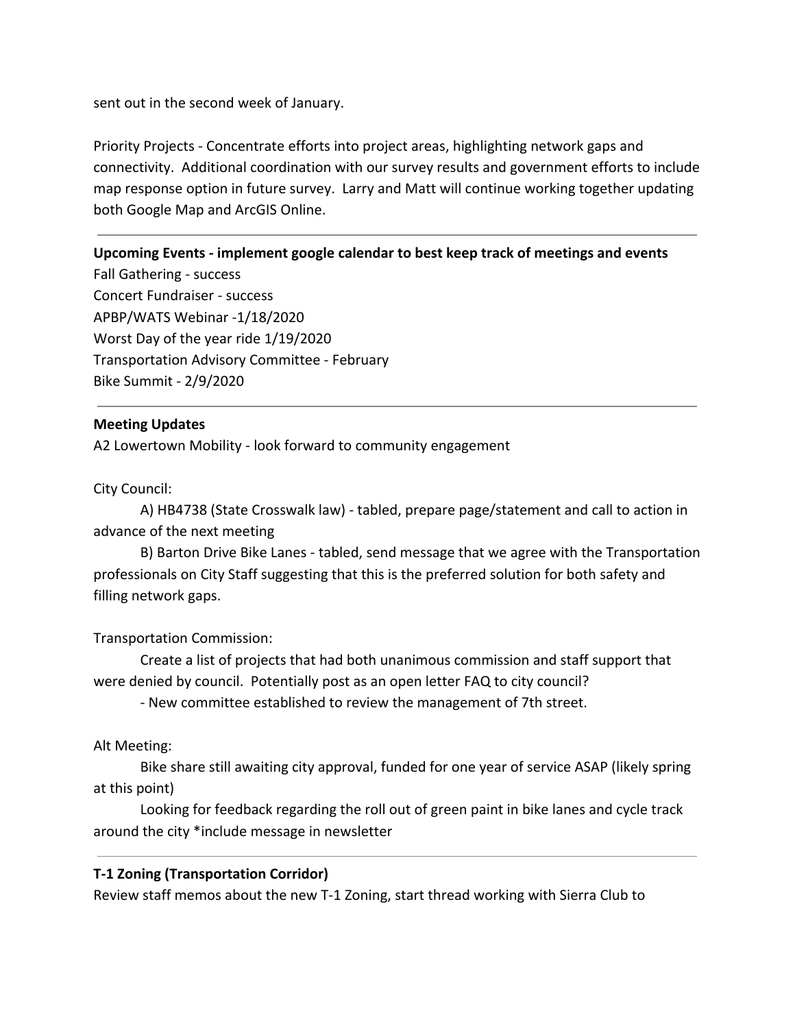sent out in the second week of January.

Priority Projects - Concentrate efforts into project areas, highlighting network gaps and connectivity. Additional coordination with our survey results and government efforts to include map response option in future survey. Larry and Matt will continue working together updating both Google Map and ArcGIS Online.

---

**Upcoming Events - implement google calendar to best keep track of meetings and events**

Fall Gathering - success
Concert Fundraiser - success
APBP/WATS Webinar -1/18/2020
Worst Day of the year ride 1/19/2020
Transportation Advisory Committee - February
Bike Summit - 2/9/2020

---

**Meeting Updates**

A2 Lowertown Mobility - look forward to community engagement

City Council:

A) HB4738 (State Crosswalk law) - tabled, prepare page/statement and call to action in advance of the next meeting

B) Barton Drive Bike Lanes - tabled, send message that we agree with the Transportation professionals on City Staff suggesting that this is the preferred solution for both safety and filling network gaps.

Transportation Commission:

Create a list of projects that had both unanimous commission and staff support that were denied by council. Potentially post as an open letter FAQ to city council?

- New committee established to review the management of 7th street.

Alt Meeting:

Bike share still awaiting city approval, funded for one year of service ASAP (likely spring at this point)

Looking for feedback regarding the roll out of green paint in bike lanes and cycle track around the city *include message in newsletter

---

**T-1 Zoning (Transportation Corridor)**

Review staff memos about the new T-1 Zoning, start thread working with Sierra Club to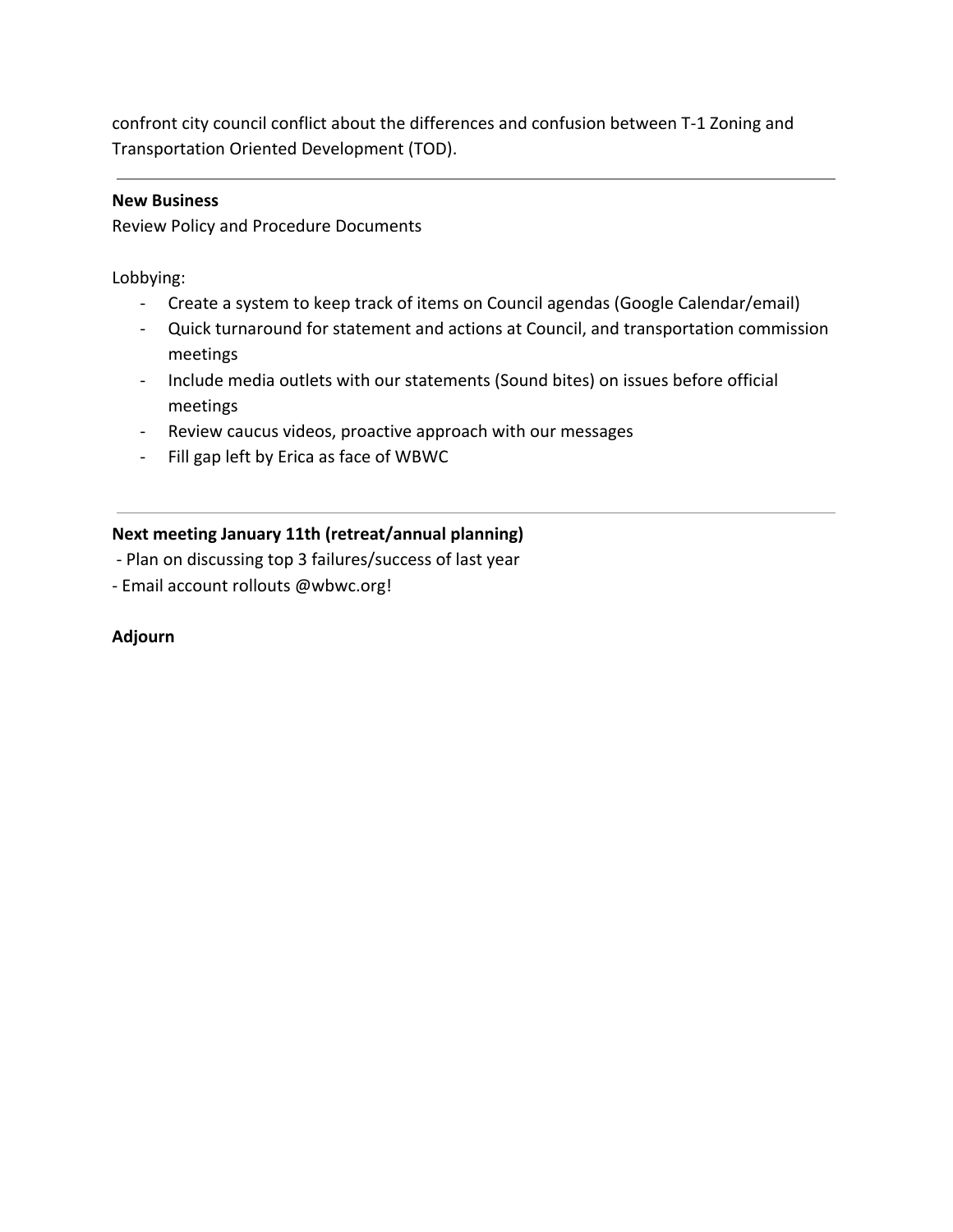confront city council conflict about the differences and confusion between T-1 Zoning and Transportation Oriented Development (TOD).

---

**New Business**

Review Policy and Procedure Documents

Lobbying:

- Create a system to keep track of items on Council agendas (Google Calendar/email)
- Quick turnaround for statement and actions at Council, and transportation commission meetings
- Include media outlets with our statements (Sound bites) on issues before official meetings
- Review caucus videos, proactive approach with our messages
- Fill gap left by Erica as face of WBWC

---

**Next meeting January 11th (retreat/annual planning)**

- Plan on discussing top 3 failures/success of last year
- Email account rollouts @wbwc.org!

**Adjourn**